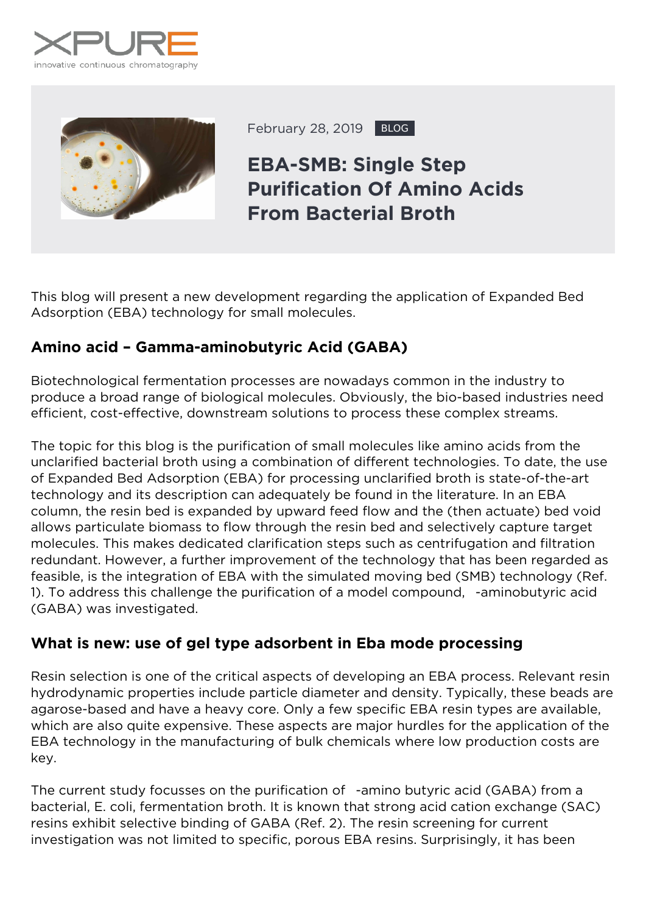February 28, 2019 BLOG

# EBA-SMB: Single Step Purification Of Amino Acids From Bacterial Broth

This blog will present a new development regarding the application of Expanded Bed Adsorption (EBA) technology for small molecules.

## Amino acid – Gamma-aminobutyric Acid (GABA)

Biotechnological fermentation processes are nowadays common in the industry to produce a broad range of biological molecules. Obviously, the bio-based industries need efficient, cost-effective, downstream solutions to process these complex streams.

The topic for this blog is the purification of small molecules like amino acids from the unclarified bacterial broth using a combination of different technologies. To date, the use of Expanded Bed Adsorption (EBA) for processing unclarified broth is state-of-the-art technology and its description can adequately be found in the literature. In an EBA column, the resin bed is expanded by upward feed flow and the (then actuate) bed void allows particulate biomass to flow through the resin bed and selectively capture target molecules. This makes dedicated clarification steps such as centrifugation and filtration redundant. However, a further improvement of the technology that has been regarded as feasible, is the integration of EBA with the simulated moving bed (SMB) technology (Ref. 1). To address this challenge the purification of a model compound, -aminobutyric acid (GABA) was investigated.

## What is new: use of gel type adsorbent in Eba mode processing

Resin selection is one of the critical aspects of developing an EBA process. Relevant resin hydrodynamic properties include particle diameter and density. Typically, these beads are agarose-based and have a heavy core. Only a few specific EBA resin types are available, which are also quite expensive. These aspects are major hurdles for the application of the EBA technology in the manufacturing of bulk chemicals where low production costs are key.

The current study focusses on the purification of -amino butyric acid (GABA) from a bacterial, E. coli, fermentation broth. It is known that strong acid cation exchange (SAC) resins exhibit selective binding of GABA (Ref. 2). The resin screening for current investigation was not limited to specific, porous EBA resins. Surprisingly, it has been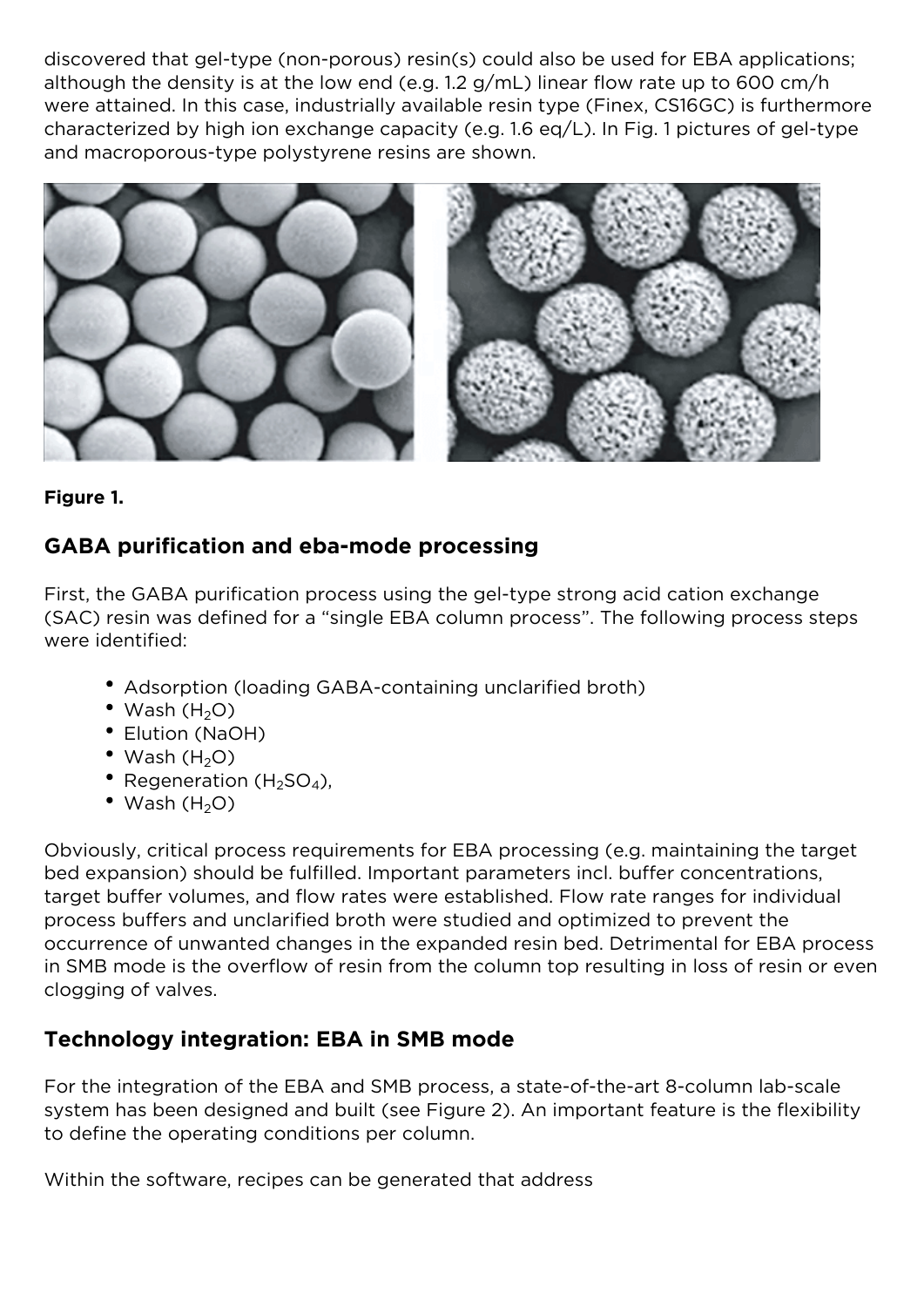discovered that gel-type (non-porous) resin(s) could also be used for EBA applications; although the density is at the low end (e.g. 1.2 g/mL) linear flow rate up to 600 cm/h were attained. In this case, industrially available resin type (Finex, CS16GC) is furthermore characterized by high ion exchange capacity (e.g. 1.6 eq/L). In Fig. 1 pictures of gel-type and macroporous-type polystyrene resins are shown.

**Figure 1.**

## GABA purification and eba-mode processing

First, the GABA purification process using the gel-type strong acid cation exchange (SAC) resin was defined for a "single EBA column process". The following process steps were identified:

- Adsorption (loading GABA-containing unclarified broth)
- Wash ($H_2O$)
- Elution (NaOH)
- Wash ($H_2O$)
- Regeneration ($H_2SO_4$),
- Wash ($H_2O$)

Obviously, critical process requirements for EBA processing (e.g. maintaining the target bed expansion) should be fulfilled. Important parameters incl. buffer concentrations, target buffer volumes, and flow rates were established. Flow rate ranges for individual process buffers and unclarified broth were studied and optimized to prevent the occurrence of unwanted changes in the expanded resin bed. Detrimental for EBA process in SMB mode is the overflow of resin from the column top resulting in loss of resin or even clogging of valves.

## Technology integration: EBA in SMB mode

For the integration of the EBA and SMB process, a state-of-the-art 8-column lab-scale system has been designed and built (see Figure 2). An important feature is the flexibility to define the operating conditions per column.

Within the software, recipes can be generated that address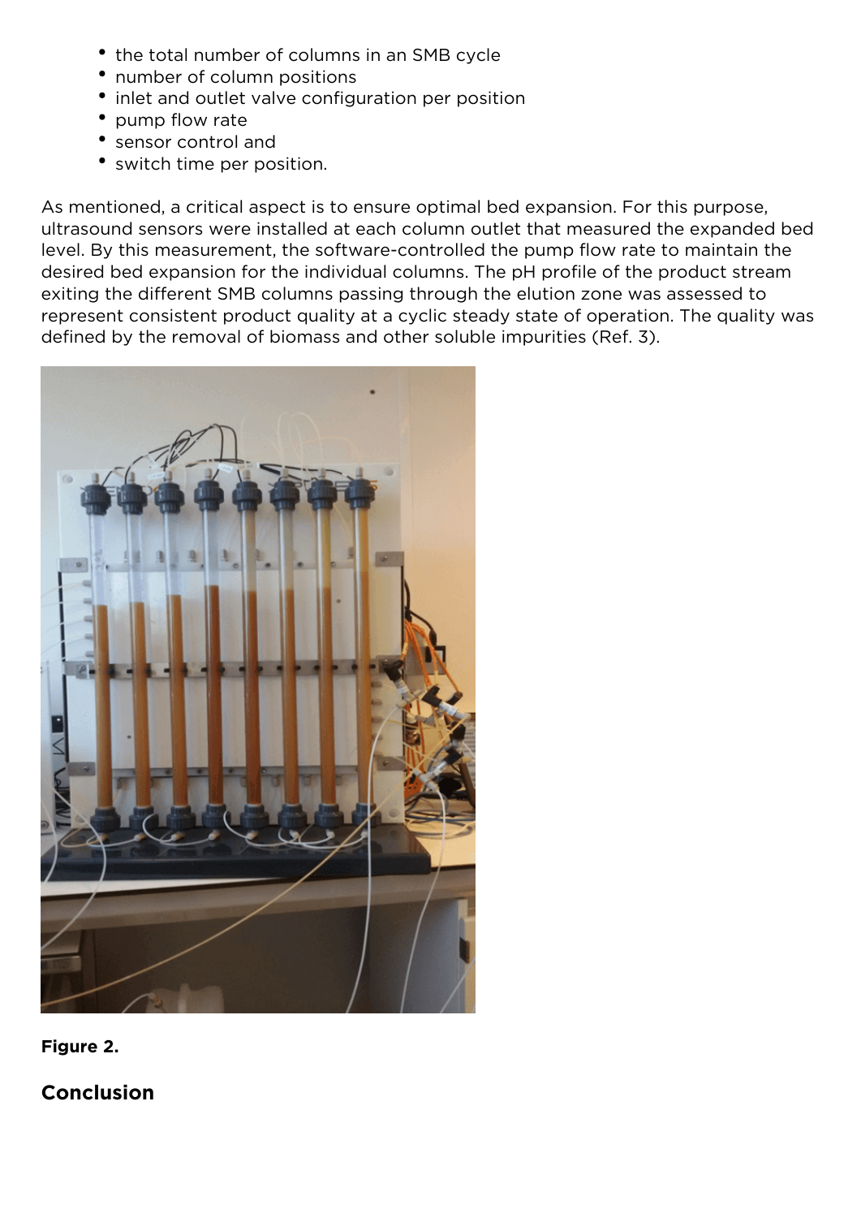- the total number of columns in an SMB cycle
- number of column positions
- inlet and outlet valve configuration per position
- pump flow rate
- sensor control and
- switch time per position.

As mentioned, a critical aspect is to ensure optimal bed expansion. For this purpose, ultrasound sensors were installed at each column outlet that measured the expanded bed level. By this measurement, the software-controlled the pump flow rate to maintain the desired bed expansion for the individual columns. The pH profile of the product stream exiting the different SMB columns passing through the elution zone was assessed to represent consistent product quality at a cyclic steady state of operation. The quality was defined by the removal of biomass and other soluble impurities (Ref. 3).

**Figure 2.**

## Conclusion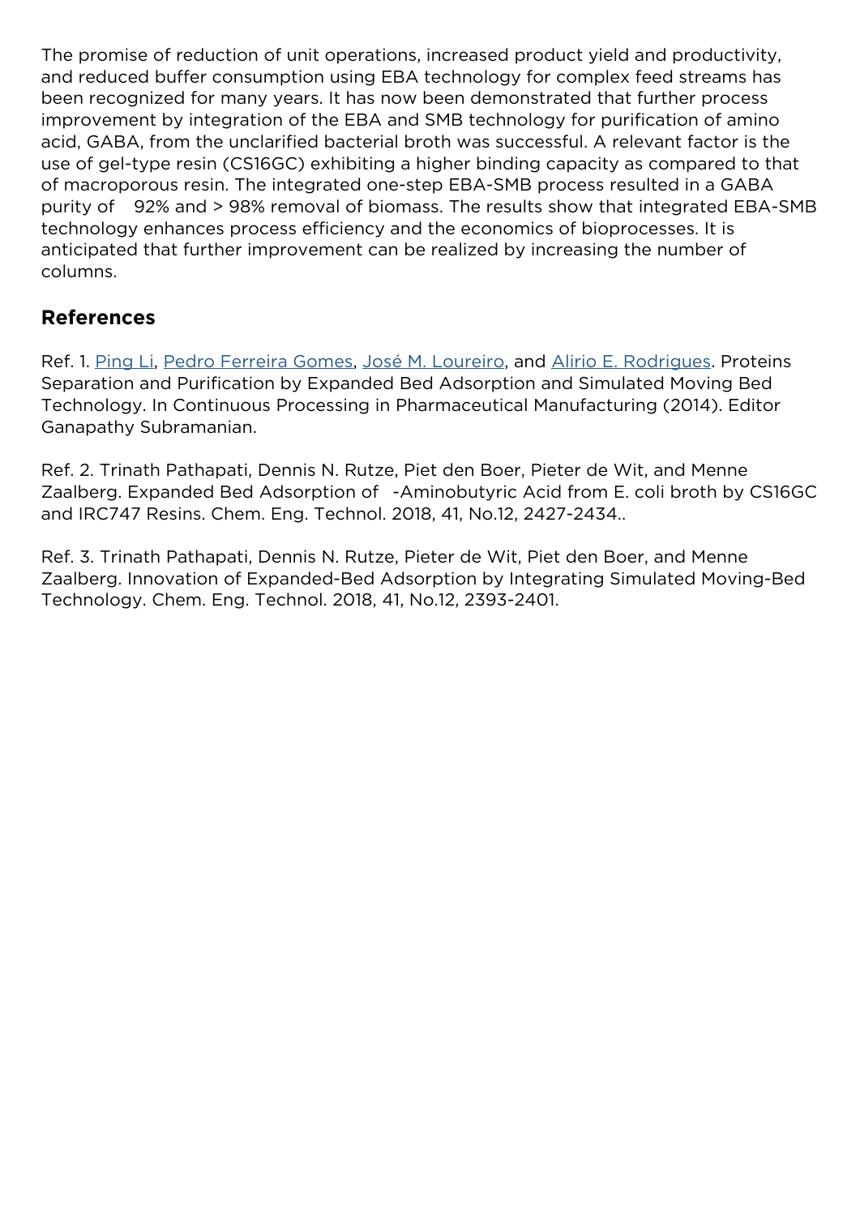The promise of reduction of unit operations, increased product yield and productivity, and reduced buffer consumption using EBA technology for complex feed streams has been recognized for many years. It has now been demonstrated that further process improvement by integration of the EBA and SMB technology for purification of amino acid, GABA, from the unclarified bacterial broth was successful. A relevant factor is the use of gel-type resin (CS16GC) exhibiting a higher binding capacity as compared to that of macroporous resin. The integrated one-step EBA-SMB process resulted in a GABA purity of  92% and > 98% removal of biomass. The results show that integrated EBA-SMB technology enhances process efficiency and the economics of bioprocesses. It is anticipated that further improvement can be realized by increasing the number of columns.

## References

Ref. 1. Ping Li, Pedro Ferreira Gomes, José M. Loureiro, and Alirio E. Rodrigues. Proteins Separation and Purification by Expanded Bed Adsorption and Simulated Moving Bed Technology. In Continuous Processing in Pharmaceutical Manufacturing (2014). Editor Ganapathy Subramanian.

Ref. 2. Trinath Pathapati, Dennis N. Rutze, Piet den Boer, Pieter de Wit, and Menne Zaalberg. Expanded Bed Adsorption of  -Aminobutyric Acid from E. coli broth by CS16GC and IRC747 Resins. Chem. Eng. Technol. 2018, 41, No.12, 2427-2434..

Ref. 3. Trinath Pathapati, Dennis N. Rutze, Pieter de Wit, Piet den Boer, and Menne Zaalberg. Innovation of Expanded-Bed Adsorption by Integrating Simulated Moving-Bed Technology. Chem. Eng. Technol. 2018, 41, No.12, 2393-2401.